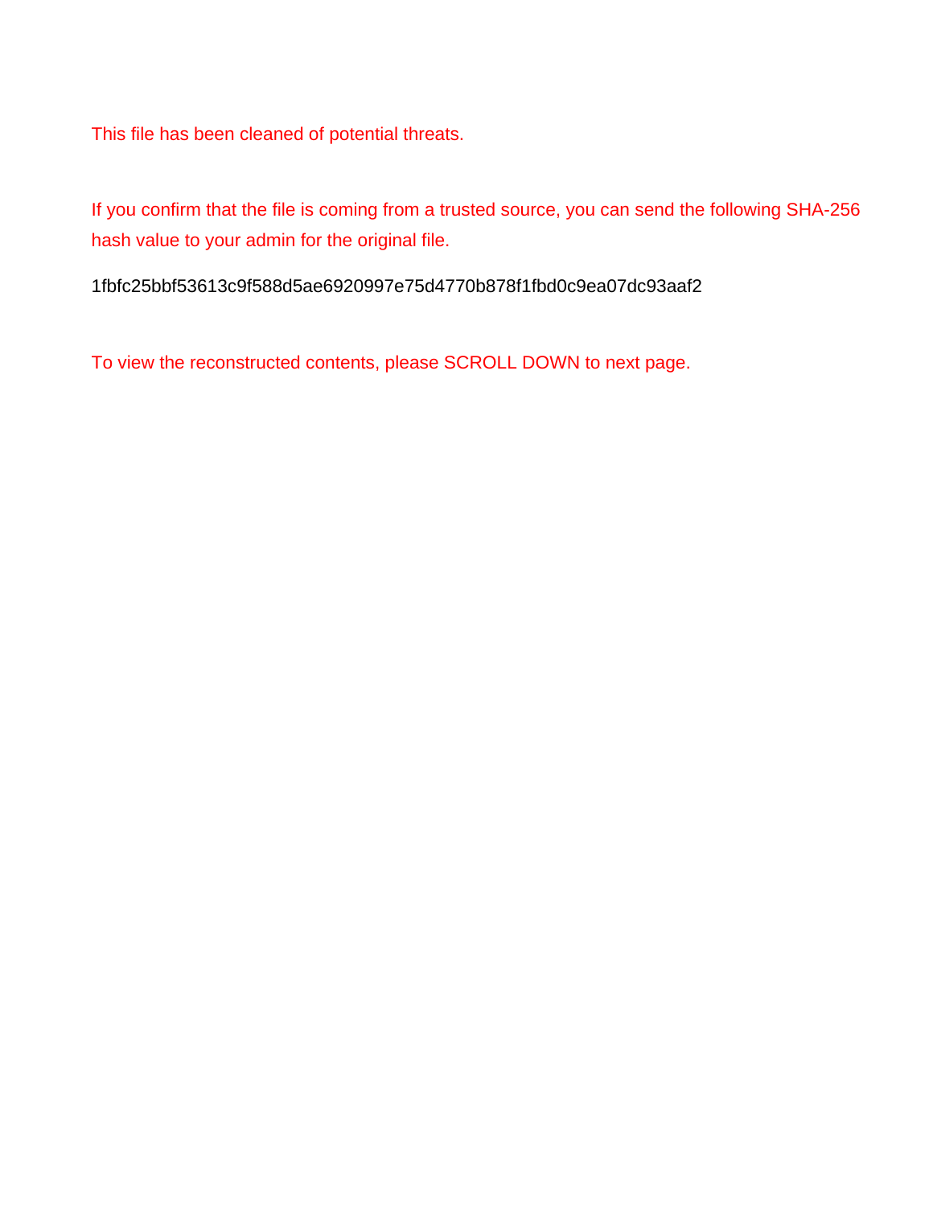This file has been cleaned of potential threats.

If you confirm that the file is coming from a trusted source, you can send the following SHA-256 hash value to your admin for the original file.

1fbfc25bbf53613c9f588d5ae6920997e75d4770b878f1fbd0c9ea07dc93aaf2

To view the reconstructed contents, please SCROLL DOWN to next page.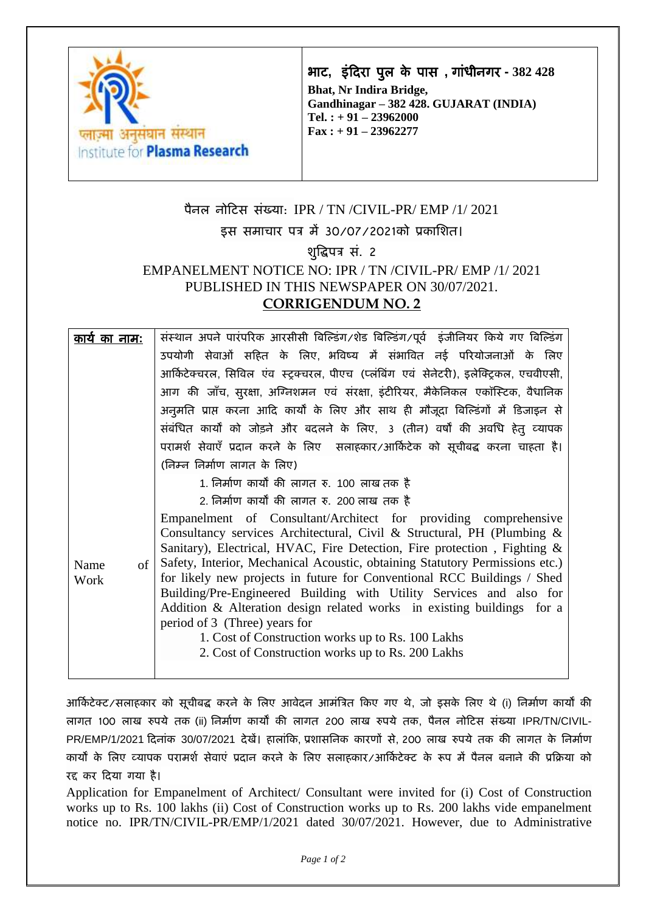| | भाट, इंदिरा पुल के पास , गांधीनगर - 382 428<br>**Bhat, Nr Indira Bridge,**<br>**Gandhinagar – 382 428. GUJARAT (INDIA)**<br>**Tel. : + 91 – 23962000**<br>**Fax : + 91 – 23962277** |
|---|---|

प्लाज़्मा अनुसंधान संस्थान
Institute for **Plasma Research**

पैनल नोटिस संख्या: IPR / TN /CIVIL-PR/ EMP /1/ 2021

इस समाचार पत्र में 30/07/2021को प्रकाशित।

शुद्धिपत्र सं. 2

EMPANELMENT NOTICE NO: IPR / TN /CIVIL-PR/ EMP /1/ 2021

PUBLISHED IN THIS NEWSPAPER ON 30/07/2021.

## CORRIGENDUM NO. 2

| **कार्य का नाम:**<br><br>Name of Work | संस्थान अपने पारंपरिक आरसीसी बिल्डिंग/शेड बिल्डिंग/पूर्व इंजीनियर किये गए बिल्डिंग उपयोगी सेवाओं सहित के लिए, भविष्य में संभावित नई परियोजनाओं के लिए आर्किटेक्चरल, सिविल एंव स्ट्रक्चरल, पीएच (प्लंबिंग एवं सेनेटरी), इलेक्ट्रिकल, एचवीएसी, आग की जाँच, सुरक्षा, अग्निशमन एवं संरक्षा, इंटीरियर, मैकेनिकल एकॉस्टिक, वैधानिक अनुमति प्राप्त करना आदि कार्यों के लिए और साथ ही मौजूदा बिल्डिंगों में डिजाइन से संबंधित कार्यों को जोड़ने और बदलने के लिए, 3 (तीन) वर्षों की अवधि हेतु व्यापक परामर्श सेवाएँ प्रदान करने के लिए सलाहकार/आर्किटेक को सूचीबद्ध करना चाहता है। (निम्न निर्माण लागत के लिए)<br>1. निर्माण कार्यों की लागत रु. 100 लाख तक है<br>2. निर्माण कार्यों की लागत रु. 200 लाख तक है<br><br>Empanelment of Consultant/Architect for providing comprehensive Consultancy services Architectural, Civil & Structural, PH (Plumbing & Sanitary), Electrical, HVAC, Fire Detection, Fire protection , Fighting & Safety, Interior, Mechanical Acoustic, obtaining Statutory Permissions etc.) for likely new projects in future for Conventional RCC Buildings / Shed Building/Pre-Engineered Building with Utility Services and also for Addition & Alteration design related works in existing buildings for a period of 3 (Three) years for<br>1. Cost of Construction works up to Rs. 100 Lakhs<br>2. Cost of Construction works up to Rs. 200 Lakhs |
|---|---|

आर्किटेक्ट/सलाहकार को सूचीबद्ध करने के लिए आवेदन आमंत्रित किए गए थे, जो इसके लिए थे (i) निर्माण कार्यों की लागत 100 लाख रुपये तक (ii) निर्माण कार्यों की लागत 200 लाख रुपये तक, पैनल नोटिस संख्या IPR/TN/CIVIL-PR/EMP/1/2021 दिनांक 30/07/2021 देखें। हालांकि, प्रशासनिक कारणों से, 200 लाख रुपये तक की लागत के निर्माण कार्यों के लिए व्यापक परामर्श सेवाएं प्रदान करने के लिए सलाहकार/आर्किटेक्ट के रूप में पैनल बनाने की प्रक्रिया को रद्द कर दिया गया है।

Application for Empanelment of Architect/ Consultant were invited for (i) Cost of Construction works up to Rs. 100 lakhs (ii) Cost of Construction works up to Rs. 200 lakhs vide empanelment notice no. IPR/TN/CIVIL-PR/EMP/1/2021 dated 30/07/2021. However, due to Administrative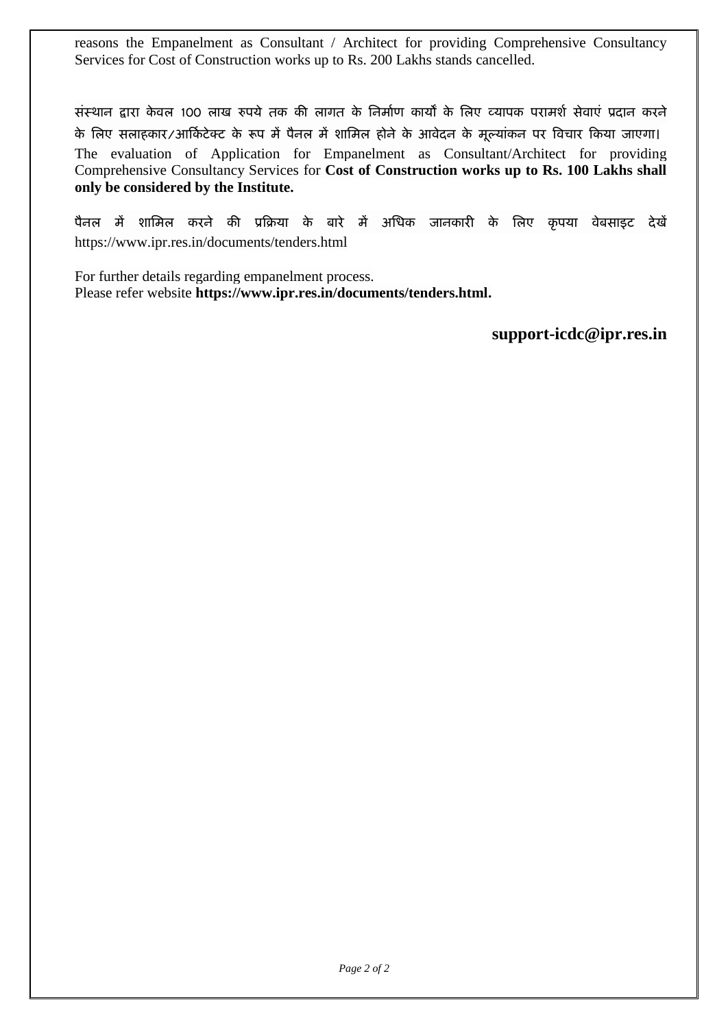reasons the Empanelment as Consultant / Architect for providing Comprehensive Consultancy Services for Cost of Construction works up to Rs. 200 Lakhs stands cancelled.

संस्थान द्वारा केवल 100 लाख रुपये तक की लागत के निर्माण कार्यों के लिए व्यापक परामर्श सेवाएं प्रदान करने के लिए सलाहकार/आर्किटेक्ट के रूप में पैनल में शामिल होने के आवेदन के मूल्यांकन पर विचार किया जाएगा।
The evaluation of Application for Empanelment as Consultant/Architect for providing Comprehensive Consultancy Services for **Cost of Construction works up to Rs. 100 Lakhs shall only be considered by the Institute.**

पैनल में शामिल करने की प्रक्रिया के बारे में अधिक जानकारी के लिए कृपया वेबसाइट देखें https://www.ipr.res.in/documents/tenders.html

For further details regarding empanelment process.
Please refer website **https://www.ipr.res.in/documents/tenders.html.**

**support-icdc@ipr.res.in**